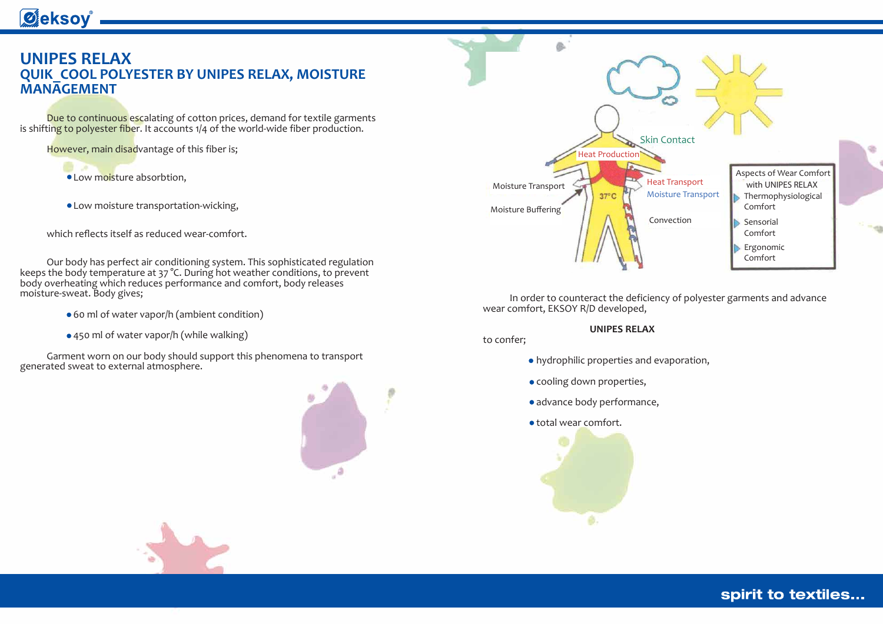# UNIPES RELAX

## QUIK_COOL POLYESTER BY UNIPES RELAX, MOISTURE MANAGEMENT

Due to continuous escalating of cotton prices, demand for textile garments is shifting to polyester fiber. It accounts 1/4 of the world-wide fiber production.

However, main disadvantage of this fiber is;

- Low moisture absorbtion,
- Low moisture transportation-wicking,

which reflects itself as reduced wear-comfort.

Our body has perfect air conditioning system. This sophisticated regulation keeps the body temperature at 37 °C. During hot weather conditions, to prevent body overheating which reduces performance and comfort, body releases moisture-sweat. Body gives;

- 60 ml of water vapor/h (ambient condition)
- 450 ml of water vapor/h (while walking)

Garment worn on our body should support this phenomena to transport generated sweat to external atmosphere.

Skin Contact

Heat Production

Moisture Transport

Moisture Buffering

37°C

Heat Transport

Moisture Transport

Convection

Aspects of Wear Comfort with UNIPES RELAX

- Thermophysiological Comfort
- Sensorial Comfort
- Ergonomic Comfort

In order to counteract the deficiency of polyester garments and advance wear comfort, EKSOY R/D developed,

**UNIPES RELAX**

to confer;

- hydrophilic properties and evaporation,
- cooling down properties,
- advance body performance,
- total wear comfort.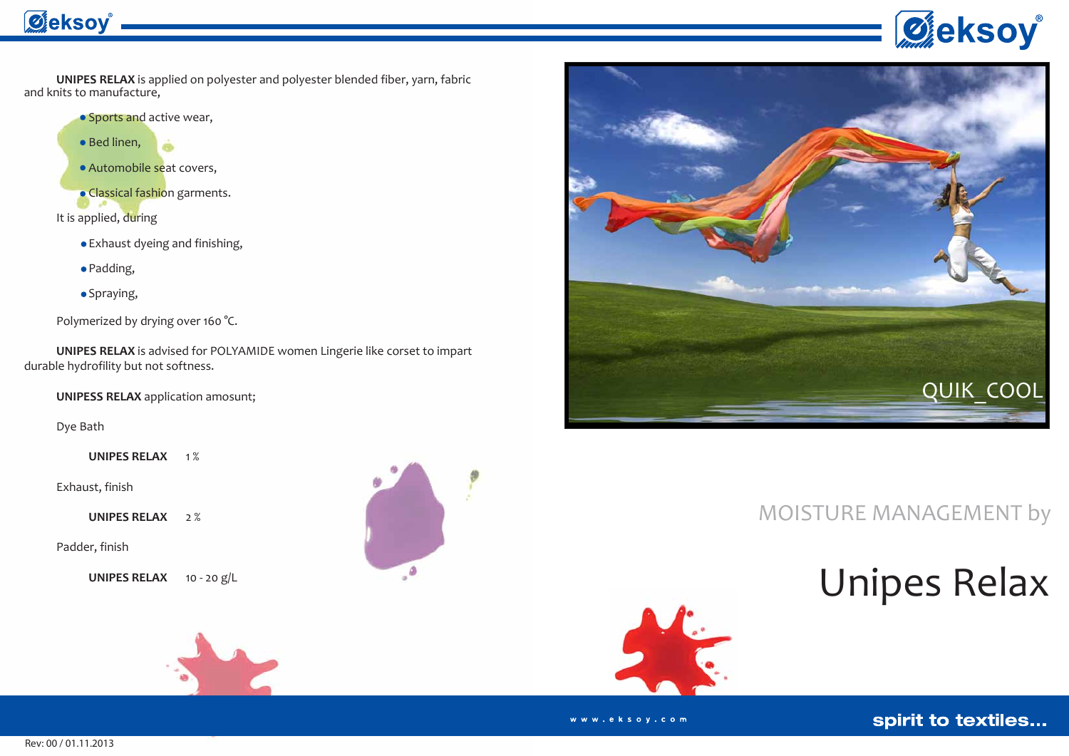**UNIPES RELAX** is applied on polyester and polyester blended fiber, yarn, fabric and knits to manufacture,

- Sports and active wear,
- Bed linen,
- Automobile seat covers,
- Classical fashion garments.

It is applied, during

- Exhaust dyeing and finishing,
- Padding,
- Spraying,

Polymerized by drying over 160 °C.

**UNIPES RELAX** is advised for POLYAMIDE women Lingerie like corset to impart durable hydrofility but not softness.

**UNIPESS RELAX** application amosunt;

Dye Bath

**UNIPES RELAX** 1 %

Exhaust, finish

**UNIPES RELAX** 2 %

Padder, finish

**UNIPES RELAX** 10 - 20 g/L

QUIK_COOL

MOISTURE MANAGEMENT by

# Unipes Relax

www.eksoy.com

spirit to textiles...

Rev: 00 / 01.11.2013